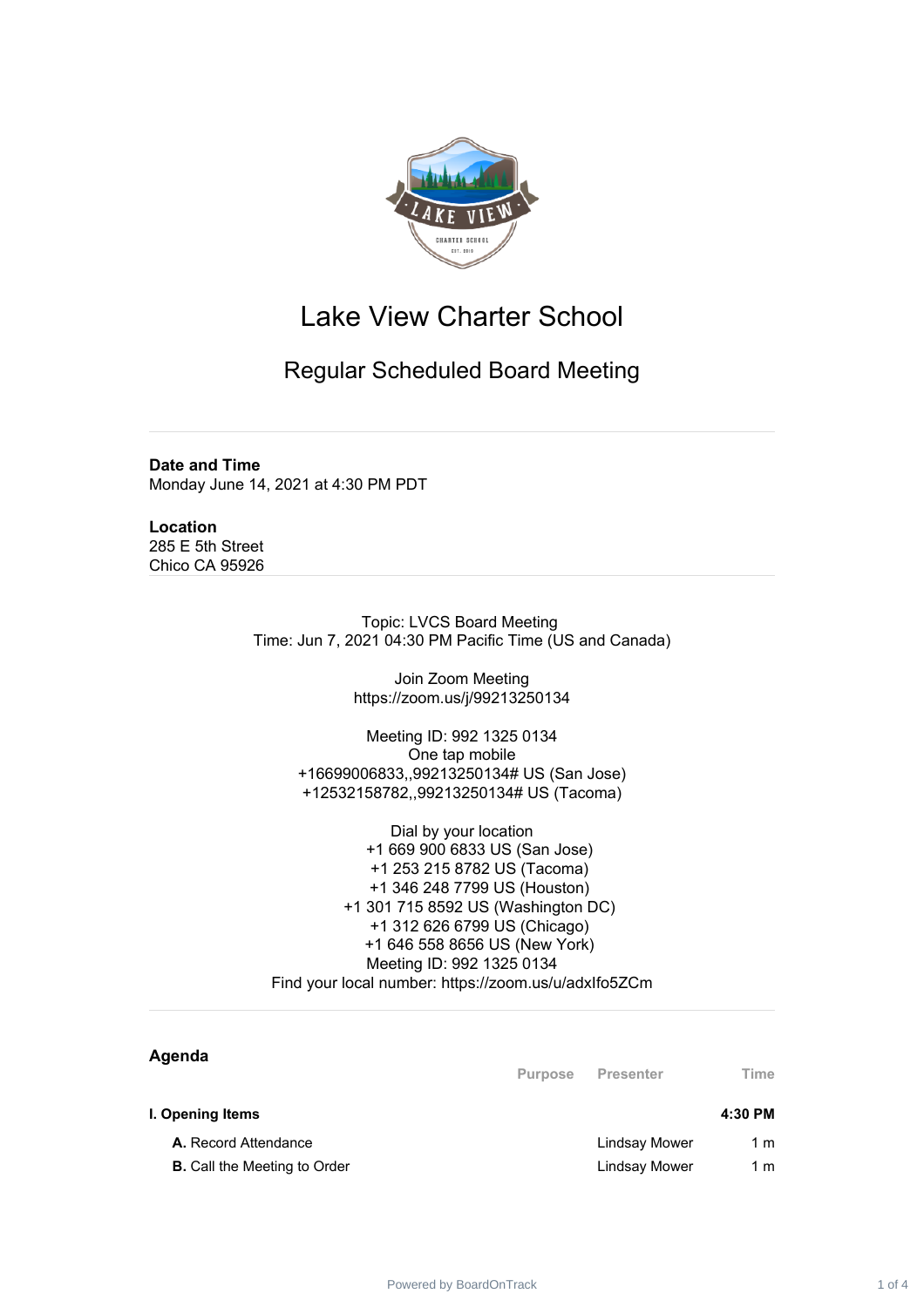# Lake View Charter School

## Regular Scheduled Board Meeting

**Date and Time**
Monday June 14, 2021 at 4:30 PM PDT

**Location**
285 E 5th Street
Chico CA 95926

Topic: LVCS Board Meeting
Time: Jun 7, 2021 04:30 PM Pacific Time (US and Canada)

Join Zoom Meeting
https://zoom.us/j/99213250134

Meeting ID: 992 1325 0134
One tap mobile
+16699006833,,99213250134# US (San Jose)
+12532158782,,99213250134# US (Tacoma)

Dial by your location
+1 669 900 6833 US (San Jose)
+1 253 215 8782 US (Tacoma)
+1 346 248 7799 US (Houston)
+1 301 715 8592 US (Washington DC)
+1 312 626 6799 US (Chicago)
+1 646 558 8656 US (New York)
Meeting ID: 992 1325 0134
Find your local number: https://zoom.us/u/adxIfo5ZCm

### Agenda

| | Purpose | Presenter | Time |
|---|---|---|---|
| **I. Opening Items** | | | **4:30 PM** |
| **A.** Record Attendance | | Lindsay Mower | 1 m |
| **B.** Call the Meeting to Order | | Lindsay Mower | 1 m |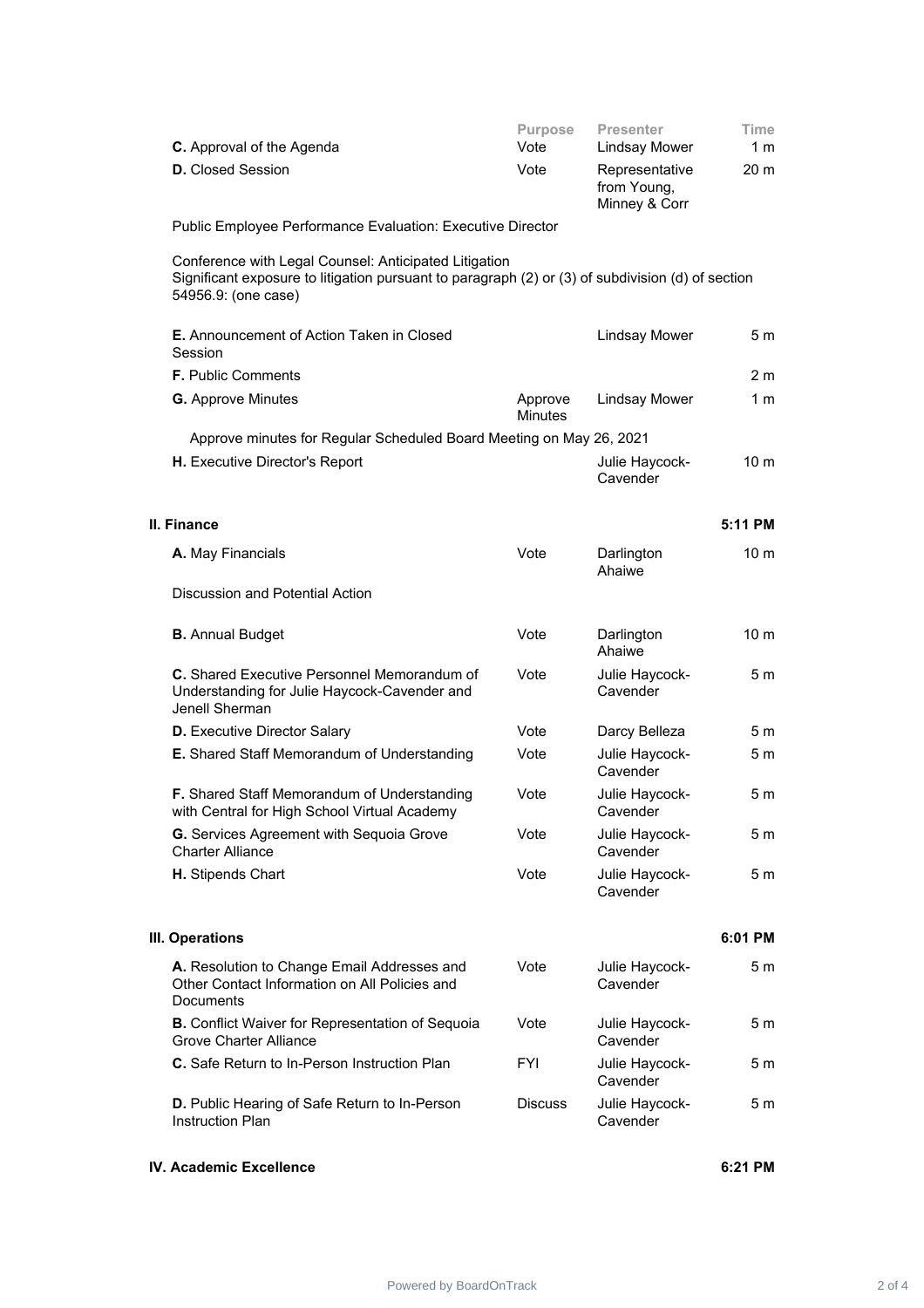| | Purpose | Presenter | Time |
|---|---|---|---|
| **C.** Approval of the Agenda | Vote | Lindsay Mower | 1 m |
| **D.** Closed Session | Vote | Representative from Young, Minney & Corr | 20 m |

Public Employee Performance Evaluation: Executive Director

Conference with Legal Counsel: Anticipated Litigation
Significant exposure to litigation pursuant to paragraph (2) or (3) of subdivision (d) of section 54956.9: (one case)

| | Purpose | Presenter | Time |
|---|---|---|---|
| **E.** Announcement of Action Taken in Closed Session | | Lindsay Mower | 5 m |
| **F.** Public Comments | | | 2 m |
| **G.** Approve Minutes | Approve Minutes | Lindsay Mower | 1 m |

Approve minutes for Regular Scheduled Board Meeting on May 26, 2021

| | Purpose | Presenter | Time |
|---|---|---|---|
| **H.** Executive Director's Report | | Julie Haycock-Cavender | 10 m |

## II. Finance — 5:11 PM

| | Purpose | Presenter | Time |
|---|---|---|---|
| **A.** May Financials | Vote | Darlington Ahaiwe | 10 m |

Discussion and Potential Action

| | Purpose | Presenter | Time |
|---|---|---|---|
| **B.** Annual Budget | Vote | Darlington Ahaiwe | 10 m |
| **C.** Shared Executive Personnel Memorandum of Understanding for Julie Haycock-Cavender and Jenell Sherman | Vote | Julie Haycock-Cavender | 5 m |
| **D.** Executive Director Salary | Vote | Darcy Belleza | 5 m |
| **E.** Shared Staff Memorandum of Understanding | Vote | Julie Haycock-Cavender | 5 m |
| **F.** Shared Staff Memorandum of Understanding with Central for High School Virtual Academy | Vote | Julie Haycock-Cavender | 5 m |
| **G.** Services Agreement with Sequoia Grove Charter Alliance | Vote | Julie Haycock-Cavender | 5 m |
| **H.** Stipends Chart | Vote | Julie Haycock-Cavender | 5 m |

## III. Operations — 6:01 PM

| | Purpose | Presenter | Time |
|---|---|---|---|
| **A.** Resolution to Change Email Addresses and Other Contact Information on All Policies and Documents | Vote | Julie Haycock-Cavender | 5 m |
| **B.** Conflict Waiver for Representation of Sequoia Grove Charter Alliance | Vote | Julie Haycock-Cavender | 5 m |
| **C.** Safe Return to In-Person Instruction Plan | FYI | Julie Haycock-Cavender | 5 m |
| **D.** Public Hearing of Safe Return to In-Person Instruction Plan | Discuss | Julie Haycock-Cavender | 5 m |

## IV. Academic Excellence — 6:21 PM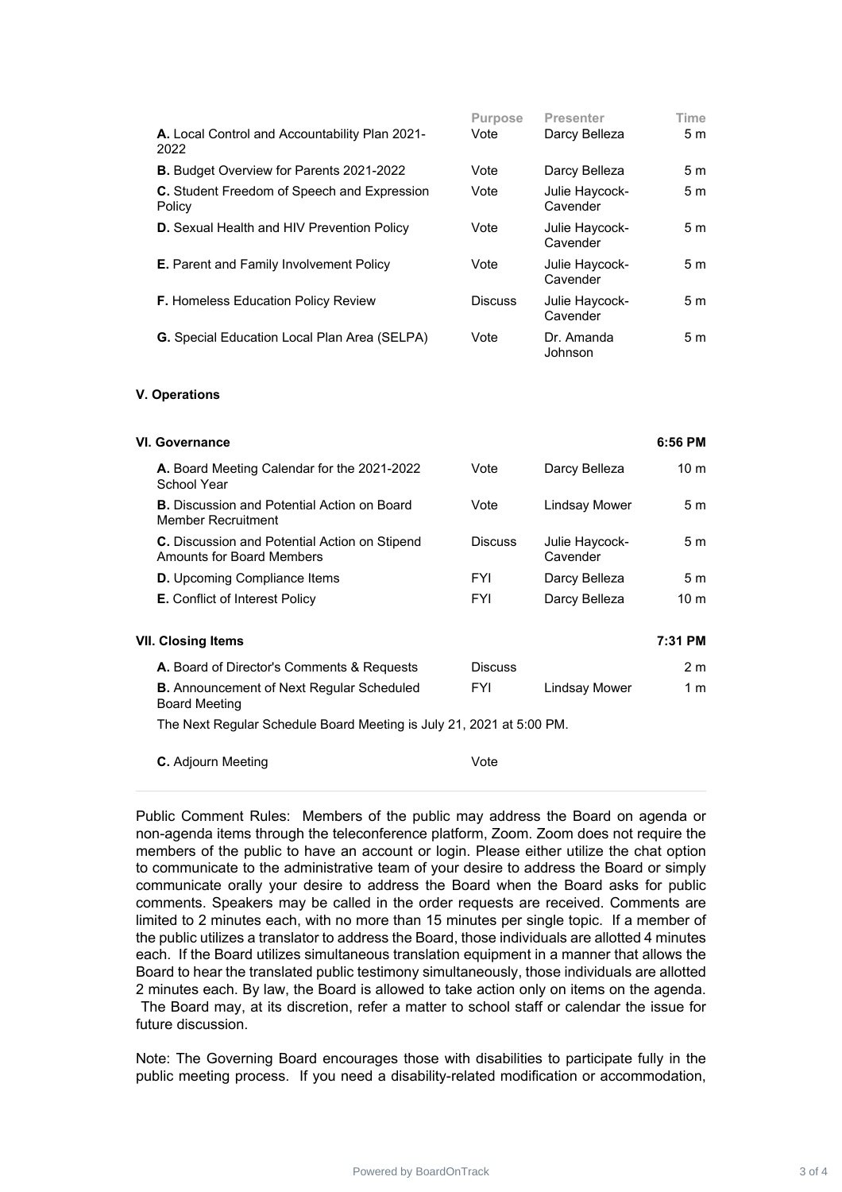| | Purpose | Presenter | Time |
|---|---|---|---|
| **A.** Local Control and Accountability Plan 2021-2022 | Vote | Darcy Belleza | 5 m |
| **B.** Budget Overview for Parents 2021-2022 | Vote | Darcy Belleza | 5 m |
| **C.** Student Freedom of Speech and Expression Policy | Vote | Julie Haycock-Cavender | 5 m |
| **D.** Sexual Health and HIV Prevention Policy | Vote | Julie Haycock-Cavender | 5 m |
| **E.** Parent and Family Involvement Policy | Vote | Julie Haycock-Cavender | 5 m |
| **F.** Homeless Education Policy Review | Discuss | Julie Haycock-Cavender | 5 m |
| **G.** Special Education Local Plan Area (SELPA) | Vote | Dr. Amanda Johnson | 5 m |

**V. Operations**

**VI. Governance** — **6:56 PM**

| | Purpose | Presenter | Time |
|---|---|---|---|
| **A.** Board Meeting Calendar for the 2021-2022 School Year | Vote | Darcy Belleza | 10 m |
| **B.** Discussion and Potential Action on Board Member Recruitment | Vote | Lindsay Mower | 5 m |
| **C.** Discussion and Potential Action on Stipend Amounts for Board Members | Discuss | Julie Haycock-Cavender | 5 m |
| **D.** Upcoming Compliance Items | FYI | Darcy Belleza | 5 m |
| **E.** Conflict of Interest Policy | FYI | Darcy Belleza | 10 m |

**VII. Closing Items** — **7:31 PM**

| | Purpose | Presenter | Time |
|---|---|---|---|
| **A.** Board of Director's Comments & Requests | Discuss | | 2 m |
| **B.** Announcement of Next Regular Scheduled Board Meeting | FYI | Lindsay Mower | 1 m |

The Next Regular Schedule Board Meeting is July 21, 2021 at 5:00 PM.

| | Purpose | Presenter | Time |
|---|---|---|---|
| **C.** Adjourn Meeting | Vote | | |

---

Public Comment Rules: Members of the public may address the Board on agenda or non-agenda items through the teleconference platform, Zoom. Zoom does not require the members of the public to have an account or login. Please either utilize the chat option to communicate to the administrative team of your desire to address the Board or simply communicate orally your desire to address the Board when the Board asks for public comments. Speakers may be called in the order requests are received. Comments are limited to 2 minutes each, with no more than 15 minutes per single topic. If a member of the public utilizes a translator to address the Board, those individuals are allotted 4 minutes each. If the Board utilizes simultaneous translation equipment in a manner that allows the Board to hear the translated public testimony simultaneously, those individuals are allotted 2 minutes each. By law, the Board is allowed to take action only on items on the agenda. The Board may, at its discretion, refer a matter to school staff or calendar the issue for future discussion.

Note: The Governing Board encourages those with disabilities to participate fully in the public meeting process. If you need a disability-related modification or accommodation,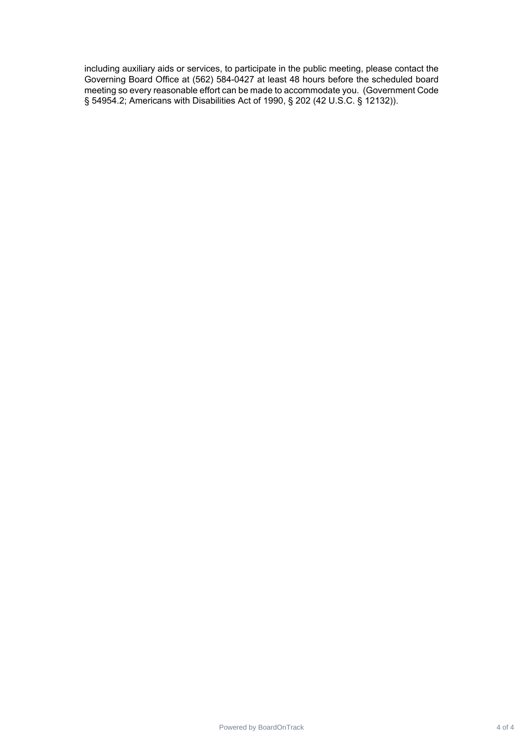including auxiliary aids or services, to participate in the public meeting, please contact the Governing Board Office at (562) 584-0427 at least 48 hours before the scheduled board meeting so every reasonable effort can be made to accommodate you. (Government Code § 54954.2; Americans with Disabilities Act of 1990, § 202 (42 U.S.C. § 12132)).